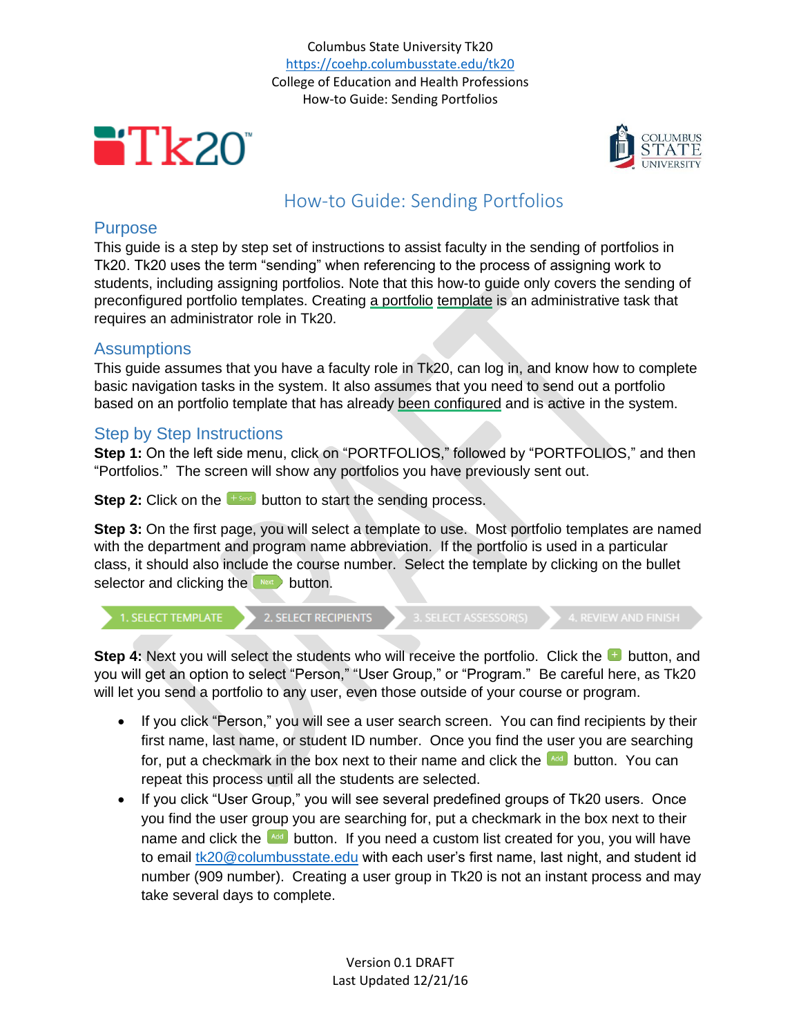Columbus State University Tk20
https://coehp.columbusstate.edu/tk20
College of Education and Health Professions
How-to Guide: Sending Portfolios

# How-to Guide: Sending Portfolios

## Purpose

This guide is a step by step set of instructions to assist faculty in the sending of portfolios in Tk20. Tk20 uses the term "sending" when referencing to the process of assigning work to students, including assigning portfolios. Note that this how-to guide only covers the sending of preconfigured portfolio templates. Creating a portfolio template is an administrative task that requires an administrator role in Tk20.

## Assumptions

This guide assumes that you have a faculty role in Tk20, can log in, and know how to complete basic navigation tasks in the system. It also assumes that you need to send out a portfolio based on an portfolio template that has already been configured and is active in the system.

## Step by Step Instructions

**Step 1:** On the left side menu, click on "PORTFOLIOS," followed by "PORTFOLIOS," and then "Portfolios." The screen will show any portfolios you have previously sent out.

**Step 2:** Click on the + Send button to start the sending process.

**Step 3:** On the first page, you will select a template to use. Most portfolio templates are named with the department and program name abbreviation. If the portfolio is used in a particular class, it should also include the course number. Select the template by clicking on the bullet selector and clicking the Next button.

1. SELECT TEMPLATE → 2. SELECT RECIPIENTS → 3. SELECT ASSESSOR(S) → 4. REVIEW AND FINISH

**Step 4:** Next you will select the students who will receive the portfolio. Click the + button, and you will get an option to select "Person," "User Group," or "Program." Be careful here, as Tk20 will let you send a portfolio to any user, even those outside of your course or program.

- If you click "Person," you will see a user search screen. You can find recipients by their first name, last name, or student ID number. Once you find the user you are searching for, put a checkmark in the box next to their name and click the Add button. You can repeat this process until all the students are selected.
- If you click "User Group," you will see several predefined groups of Tk20 users. Once you find the user group you are searching for, put a checkmark in the box next to their name and click the Add button. If you need a custom list created for you, you will have to email tk20@columbusstate.edu with each user's first name, last night, and student id number (909 number). Creating a user group in Tk20 is not an instant process and may take several days to complete.

Version 0.1 DRAFT
Last Updated 12/21/16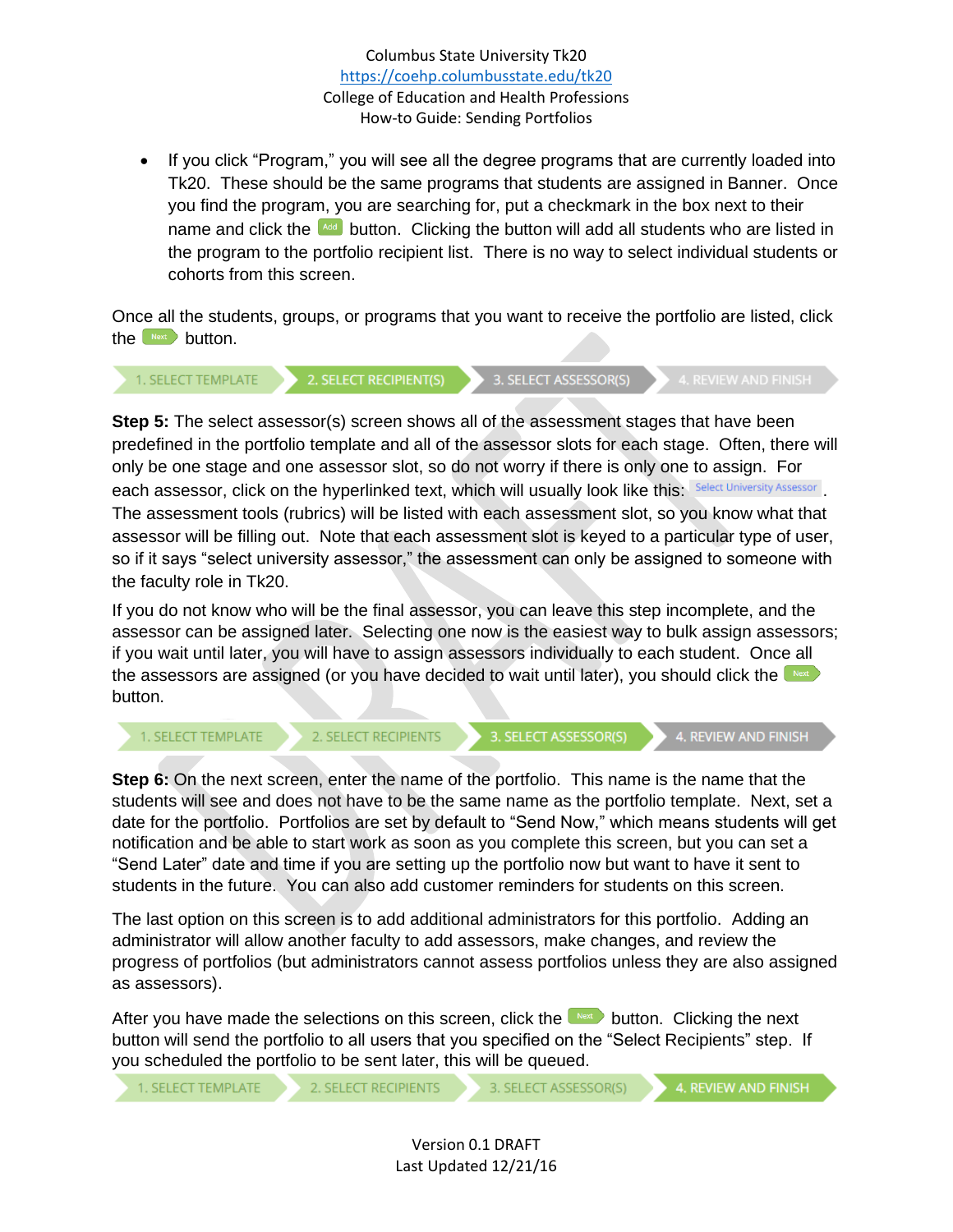- If you click "Program," you will see all the degree programs that are currently loaded into Tk20. These should be the same programs that students are assigned in Banner. Once you find the program, you are searching for, put a checkmark in the box next to their name and click the Add button. Clicking the button will add all students who are listed in the program to the portfolio recipient list. There is no way to select individual students or cohorts from this screen.

Once all the students, groups, or programs that you want to receive the portfolio are listed, click the Next button.

1. SELECT TEMPLATE | 2. SELECT RECIPIENT(S) | 3. SELECT ASSESSOR(S) | 4. REVIEW AND FINISH

**Step 5:** The select assessor(s) screen shows all of the assessment stages that have been predefined in the portfolio template and all of the assessor slots for each stage. Often, there will only be one stage and one assessor slot, so do not worry if there is only one to assign. For each assessor, click on the hyperlinked text, which will usually look like this: Select University Assessor. The assessment tools (rubrics) will be listed with each assessment slot, so you know what that assessor will be filling out. Note that each assessment slot is keyed to a particular type of user, so if it says "select university assessor," the assessment can only be assigned to someone with the faculty role in Tk20.

If you do not know who will be the final assessor, you can leave this step incomplete, and the assessor can be assigned later. Selecting one now is the easiest way to bulk assign assessors; if you wait until later, you will have to assign assessors individually to each student. Once all the assessors are assigned (or you have decided to wait until later), you should click the Next button.

1. SELECT TEMPLATE | 2. SELECT RECIPIENTS | 3. SELECT ASSESSOR(S) | 4. REVIEW AND FINISH

**Step 6:** On the next screen, enter the name of the portfolio. This name is the name that the students will see and does not have to be the same name as the portfolio template. Next, set a date for the portfolio. Portfolios are set by default to "Send Now," which means students will get notification and be able to start work as soon as you complete this screen, but you can set a "Send Later" date and time if you are setting up the portfolio now but want to have it sent to students in the future. You can also add customer reminders for students on this screen.

The last option on this screen is to add additional administrators for this portfolio. Adding an administrator will allow another faculty to add assessors, make changes, and review the progress of portfolios (but administrators cannot assess portfolios unless they are also assigned as assessors).

After you have made the selections on this screen, click the Next button. Clicking the next button will send the portfolio to all users that you specified on the "Select Recipients" step. If you scheduled the portfolio to be sent later, this will be queued.

1. SELECT TEMPLATE | 2. SELECT RECIPIENTS | 3. SELECT ASSESSOR(S) | 4. REVIEW AND FINISH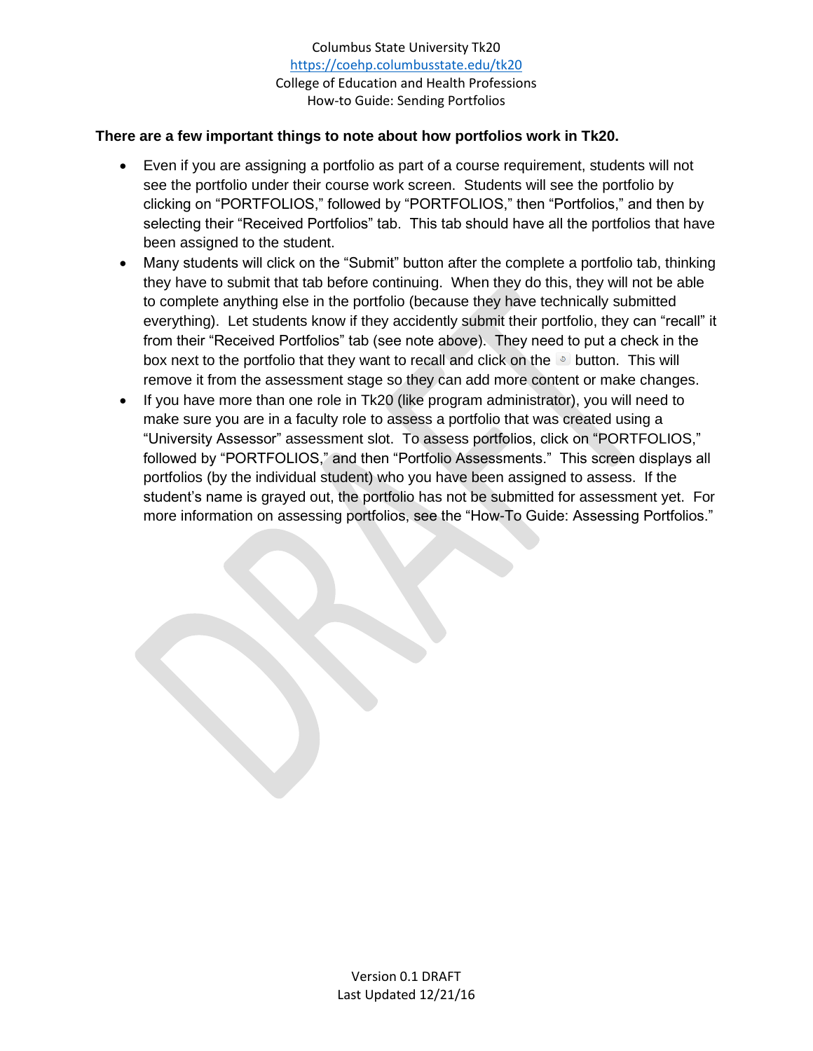**There are a few important things to note about how portfolios work in Tk20.**

- Even if you are assigning a portfolio as part of a course requirement, students will not see the portfolio under their course work screen. Students will see the portfolio by clicking on "PORTFOLIOS," followed by "PORTFOLIOS," then "Portfolios," and then by selecting their "Received Portfolios" tab. This tab should have all the portfolios that have been assigned to the student.
- Many students will click on the "Submit" button after the complete a portfolio tab, thinking they have to submit that tab before continuing. When they do this, they will not be able to complete anything else in the portfolio (because they have technically submitted everything). Let students know if they accidently submit their portfolio, they can "recall" it from their "Received Portfolios" tab (see note above). They need to put a check in the box next to the portfolio that they want to recall and click on the button. This will remove it from the assessment stage so they can add more content or make changes.
- If you have more than one role in Tk20 (like program administrator), you will need to make sure you are in a faculty role to assess a portfolio that was created using a "University Assessor" assessment slot. To assess portfolios, click on "PORTFOLIOS," followed by "PORTFOLIOS," and then "Portfolio Assessments." This screen displays all portfolios (by the individual student) who you have been assigned to assess. If the student's name is grayed out, the portfolio has not be submitted for assessment yet. For more information on assessing portfolios, see the "How-To Guide: Assessing Portfolios."